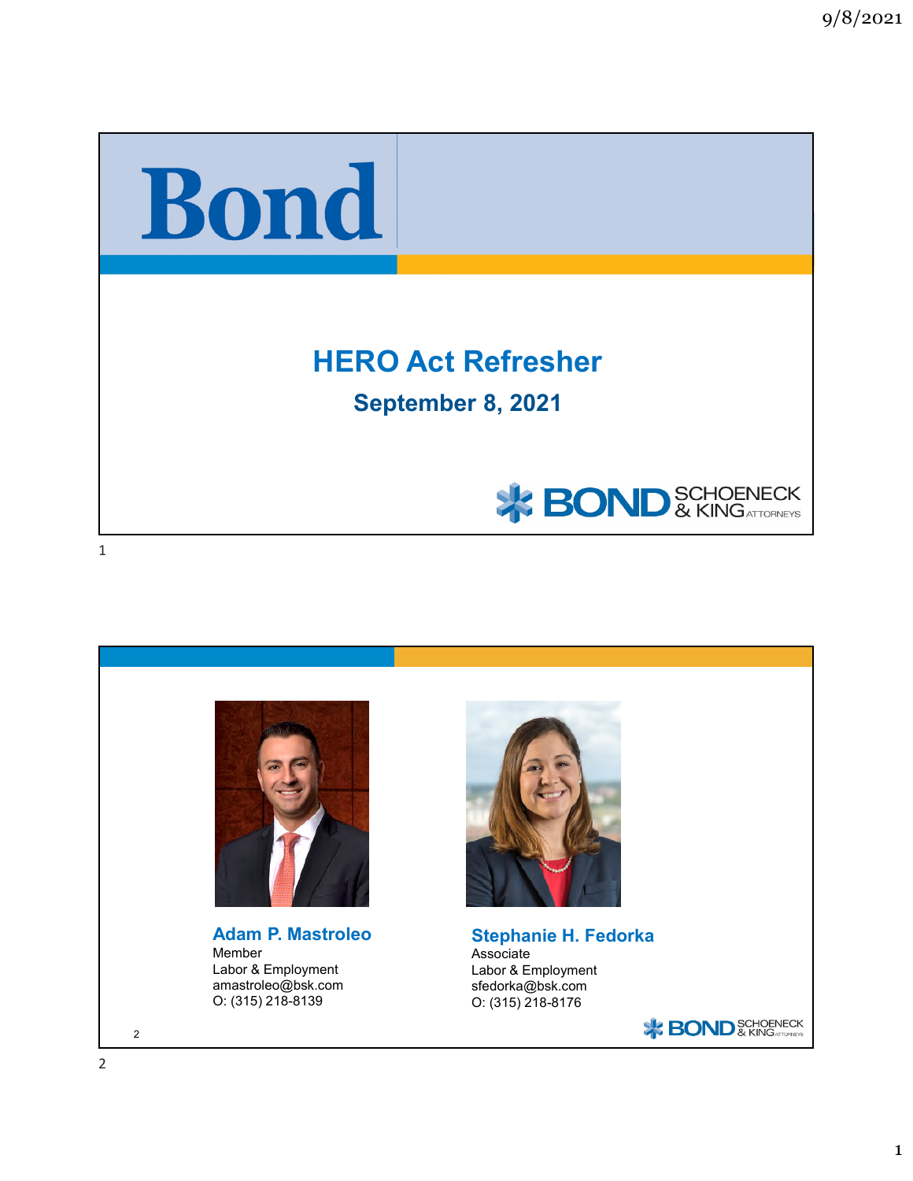# HERO Act Refresher

**September 8, 2021**

**Adam P. Mastroleo**
Member
Labor & Employment
amastroleo@bsk.com
O: (315) 218-8139

**Stephanie H. Fedorka**
Associate
Labor & Employment
sfedorka@bsk.com
O: (315) 218-8176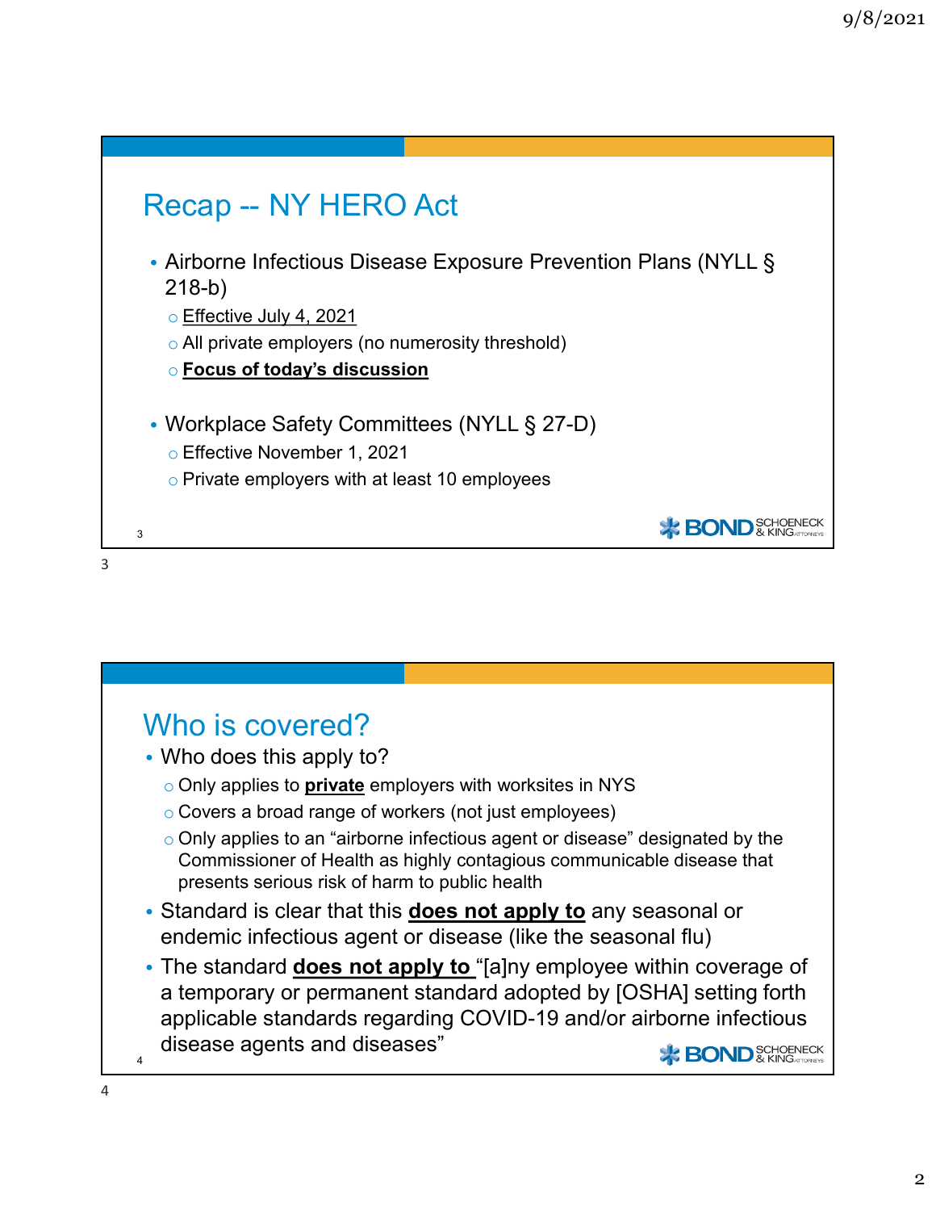## Recap -- NY HERO Act

- Airborne Infectious Disease Exposure Prevention Plans (NYLL § 218-b)
  - Effective July 4, 2021
  - All private employers (no numerosity threshold)
  - **Focus of today's discussion**
- Workplace Safety Committees (NYLL § 27-D)
  - Effective November 1, 2021
  - Private employers with at least 10 employees

## Who is covered?

- Who does this apply to?
  - Only applies to **private** employers with worksites in NYS
  - Covers a broad range of workers (not just employees)
  - Only applies to an "airborne infectious agent or disease" designated by the Commissioner of Health as highly contagious communicable disease that presents serious risk of harm to public health
- Standard is clear that this **does not apply to** any seasonal or endemic infectious agent or disease (like the seasonal flu)
- The standard **does not apply to** "[a]ny employee within coverage of a temporary or permanent standard adopted by [OSHA] setting forth applicable standards regarding COVID-19 and/or airborne infectious disease agents and diseases"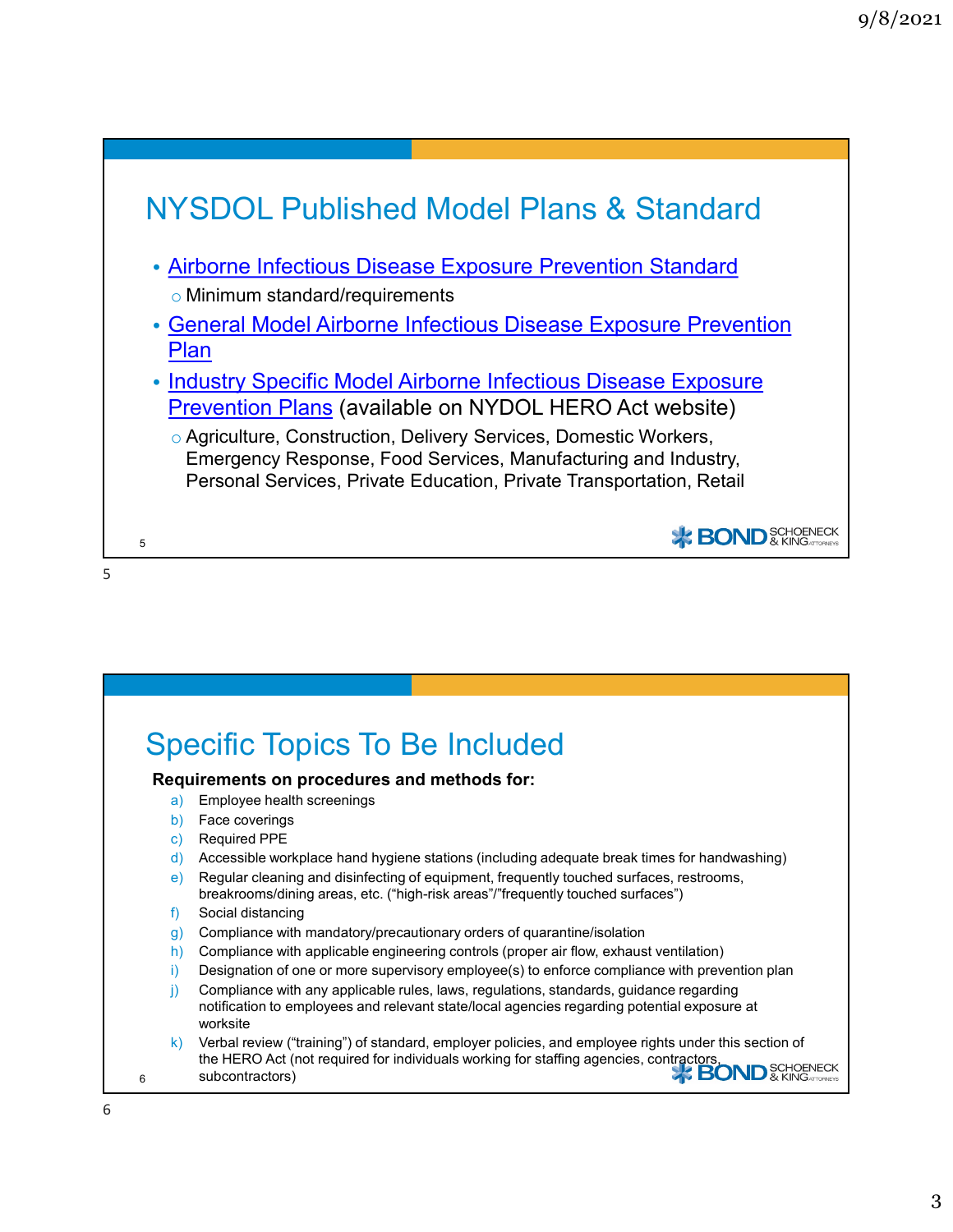## NYSDOL Published Model Plans & Standard

- Airborne Infectious Disease Exposure Prevention Standard
  - Minimum standard/requirements
- General Model Airborne Infectious Disease Exposure Prevention Plan
- Industry Specific Model Airborne Infectious Disease Exposure Prevention Plans (available on NYDOL HERO Act website)
  - Agriculture, Construction, Delivery Services, Domestic Workers, Emergency Response, Food Services, Manufacturing and Industry, Personal Services, Private Education, Private Transportation, Retail

## Specific Topics To Be Included

**Requirements on procedures and methods for:**

a) Employee health screenings
b) Face coverings
c) Required PPE
d) Accessible workplace hand hygiene stations (including adequate break times for handwashing)
e) Regular cleaning and disinfecting of equipment, frequently touched surfaces, restrooms, breakrooms/dining areas, etc. ("high-risk areas"/"frequently touched surfaces")
f) Social distancing
g) Compliance with mandatory/precautionary orders of quarantine/isolation
h) Compliance with applicable engineering controls (proper air flow, exhaust ventilation)
i) Designation of one or more supervisory employee(s) to enforce compliance with prevention plan
j) Compliance with any applicable rules, laws, regulations, standards, guidance regarding notification to employees and relevant state/local agencies regarding potential exposure at worksite
k) Verbal review ("training") of standard, employer policies, and employee rights under this section of the HERO Act (not required for individuals working for staffing agencies, contractors, subcontractors)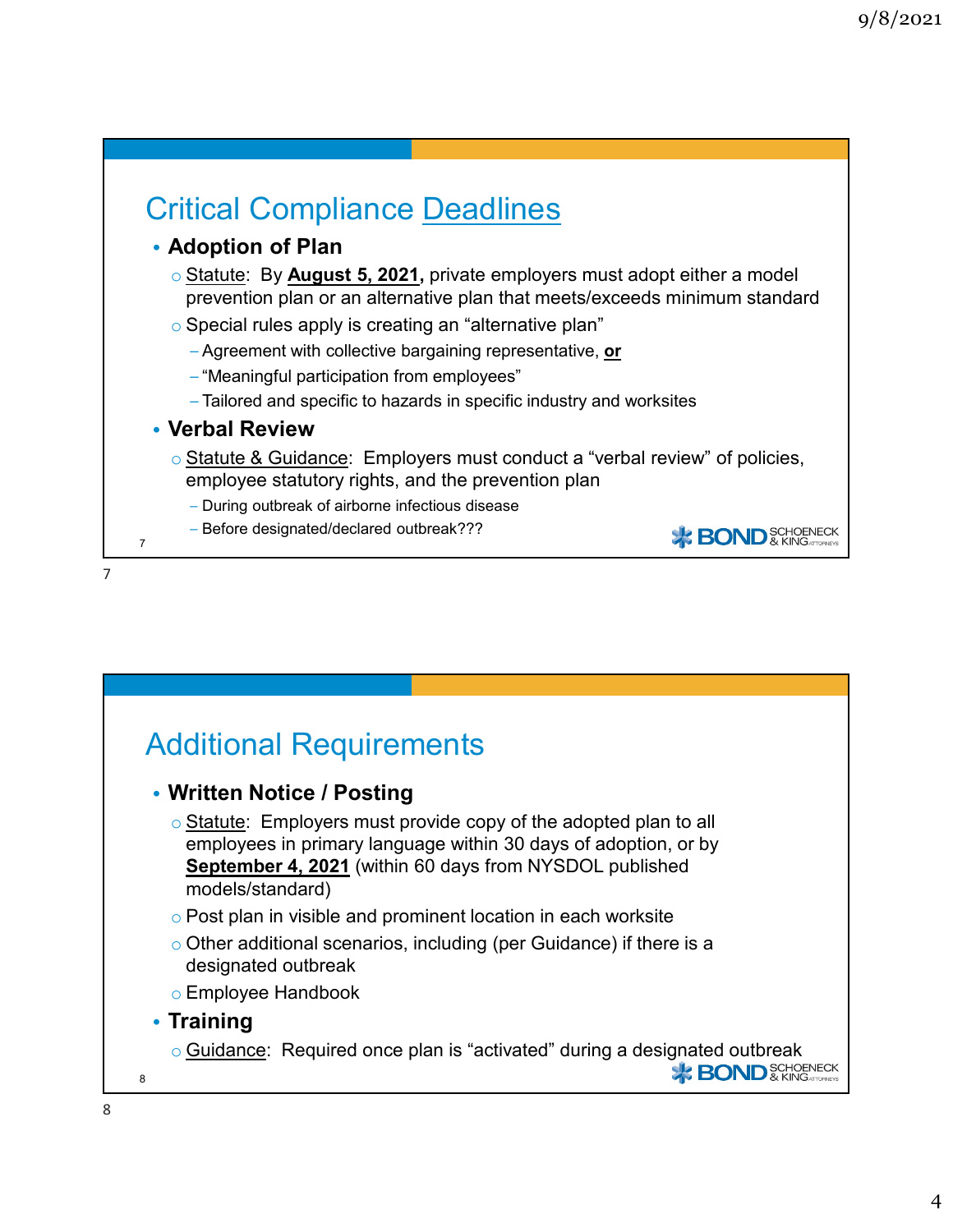## Critical Compliance Deadlines

- **Adoption of Plan**
  - Statute: By **August 5, 2021,** private employers must adopt either a model prevention plan or an alternative plan that meets/exceeds minimum standard
  - Special rules apply is creating an "alternative plan"
    - Agreement with collective bargaining representative, **or**
    - "Meaningful participation from employees"
    - Tailored and specific to hazards in specific industry and worksites
- **Verbal Review**
  - Statute & Guidance: Employers must conduct a "verbal review" of policies, employee statutory rights, and the prevention plan
    - During outbreak of airborne infectious disease
    - Before designated/declared outbreak???

## Additional Requirements

- **Written Notice / Posting**
  - Statute: Employers must provide copy of the adopted plan to all employees in primary language within 30 days of adoption, or by **September 4, 2021** (within 60 days from NYSDOL published models/standard)
  - Post plan in visible and prominent location in each worksite
  - Other additional scenarios, including (per Guidance) if there is a designated outbreak
  - Employee Handbook
- **Training**
  - Guidance: Required once plan is "activated" during a designated outbreak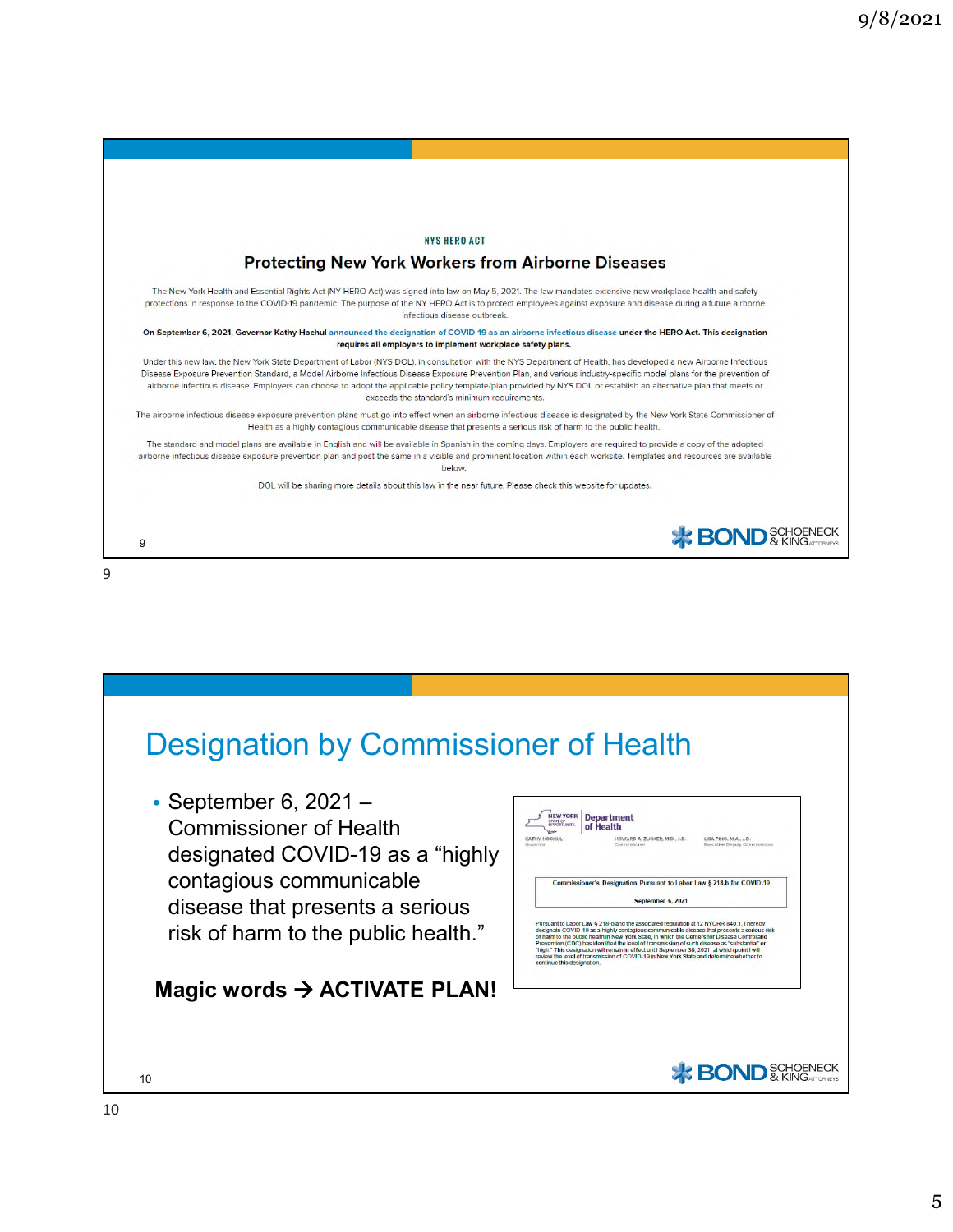### NYS HERO ACT

## Protecting New York Workers from Airborne Diseases

The New York Health and Essential Rights Act (NY HERO Act) was signed into law on May 5, 2021. The law mandates extensive new workplace health and safety protections in response to the COVID-19 pandemic. The purpose of the NY HERO Act is to protect employees against exposure and disease during a future airborne infectious disease outbreak.

**On September 6, 2021, Governor Kathy Hochul announced the designation of COVID-19 as an airborne infectious disease under the HERO Act. This designation requires all employers to implement workplace safety plans.**

Under this new law, the New York State Department of Labor (NYS DOL), in consultation with the NYS Department of Health, has developed a new Airborne Infectious Disease Exposure Prevention Standard, a Model Airborne Infectious Disease Exposure Prevention Plan, and various industry-specific model plans for the prevention of airborne infectious disease. Employers can choose to adopt the applicable policy template/plan provided by NYS DOL or establish an alternative plan that meets or exceeds the standard's minimum requirements.

The airborne infectious disease exposure prevention plans must go into effect when an airborne infectious disease is designated by the New York State Commissioner of Health as a highly contagious communicable disease that presents a serious risk of harm to the public health.

The standard and model plans are available in English and will be available in Spanish in the coming days. Employers are required to provide a copy of the adopted airborne infectious disease exposure prevention plan and post the same in a visible and prominent location within each worksite. Templates and resources are available below.

DOL will be sharing more details about this law in the near future. Please check this website for updates.

# Designation by Commissioner of Health

- September 6, 2021 – Commissioner of Health designated COVID-19 as a "highly contagious communicable disease that presents a serious risk of harm to the public health."

**Magic words → ACTIVATE PLAN!**

NEW YORK STATE OF OPPORTUNITY | Department of Health

KATHY HOCHUL, Governor — HOWARD A. ZUCKER, M.D., J.D., Commissioner — LISA PINO, M.A., J.D., Executive Deputy Commissioner

Commissioner's Designation Pursuant to Labor Law § 218-b for COVID-19

September 6, 2021

Pursuant to Labor Law § 218-b and the associated regulation at 12 NYCRR 840.1, I hereby designate COVID-19 as a highly contagious communicable disease that presents a serious risk of harm to the public health in New York State, in which the Centers for Disease Control and Prevention (CDC) has identified the level of transmission of such disease as "substantial" or "high." This designation will remain in effect until September 30, 2021, at which point I will review the level of transmission of COVID-19 in New York State and determine whether to continue this designation.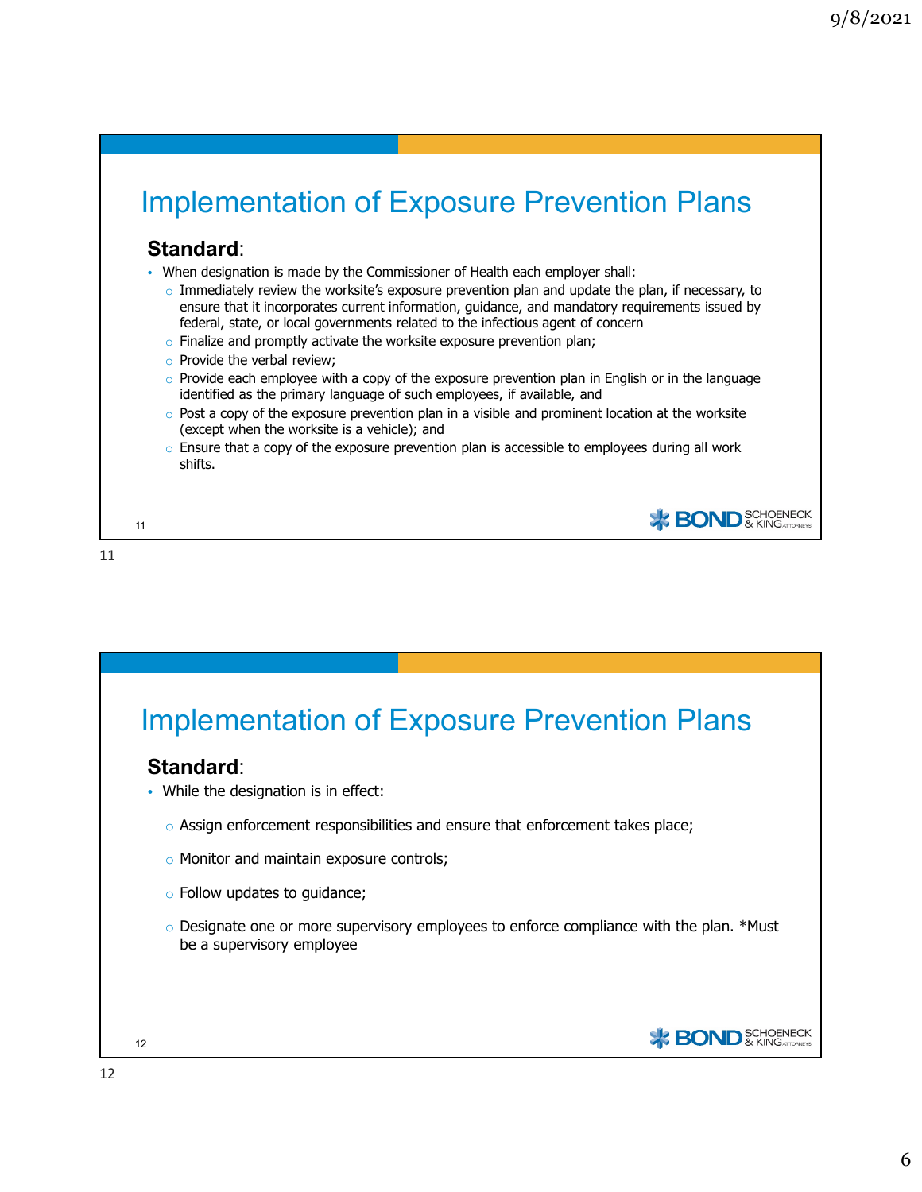## Implementation of Exposure Prevention Plans

**Standard**:

- When designation is made by the Commissioner of Health each employer shall:
  - Immediately review the worksite's exposure prevention plan and update the plan, if necessary, to ensure that it incorporates current information, guidance, and mandatory requirements issued by federal, state, or local governments related to the infectious agent of concern
  - Finalize and promptly activate the worksite exposure prevention plan;
  - Provide the verbal review;
  - Provide each employee with a copy of the exposure prevention plan in English or in the language identified as the primary language of such employees, if available, and
  - Post a copy of the exposure prevention plan in a visible and prominent location at the worksite (except when the worksite is a vehicle); and
  - Ensure that a copy of the exposure prevention plan is accessible to employees during all work shifts.

## Implementation of Exposure Prevention Plans

**Standard**:

- While the designation is in effect:
  - Assign enforcement responsibilities and ensure that enforcement takes place;
  - Monitor and maintain exposure controls;
  - Follow updates to guidance;
  - Designate one or more supervisory employees to enforce compliance with the plan. *Must be a supervisory employee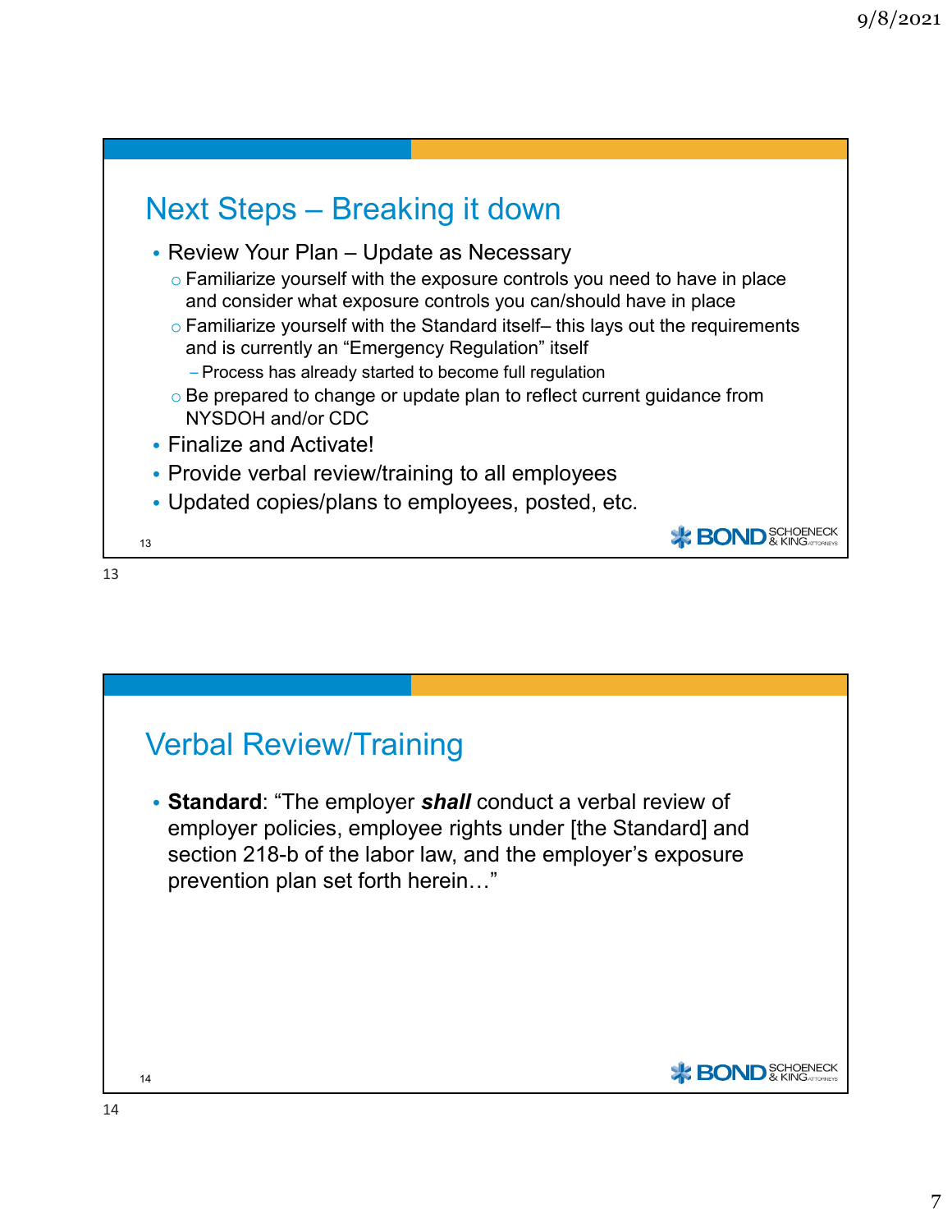## Next Steps – Breaking it down

- Review Your Plan – Update as Necessary
  - Familiarize yourself with the exposure controls you need to have in place and consider what exposure controls you can/should have in place
  - Familiarize yourself with the Standard itself– this lays out the requirements and is currently an "Emergency Regulation" itself
    - Process has already started to become full regulation
  - Be prepared to change or update plan to reflect current guidance from NYSDOH and/or CDC
- Finalize and Activate!
- Provide verbal review/training to all employees
- Updated copies/plans to employees, posted, etc.

## Verbal Review/Training

- **Standard**: "The employer ***shall*** conduct a verbal review of employer policies, employee rights under [the Standard] and section 218-b of the labor law, and the employer's exposure prevention plan set forth herein…"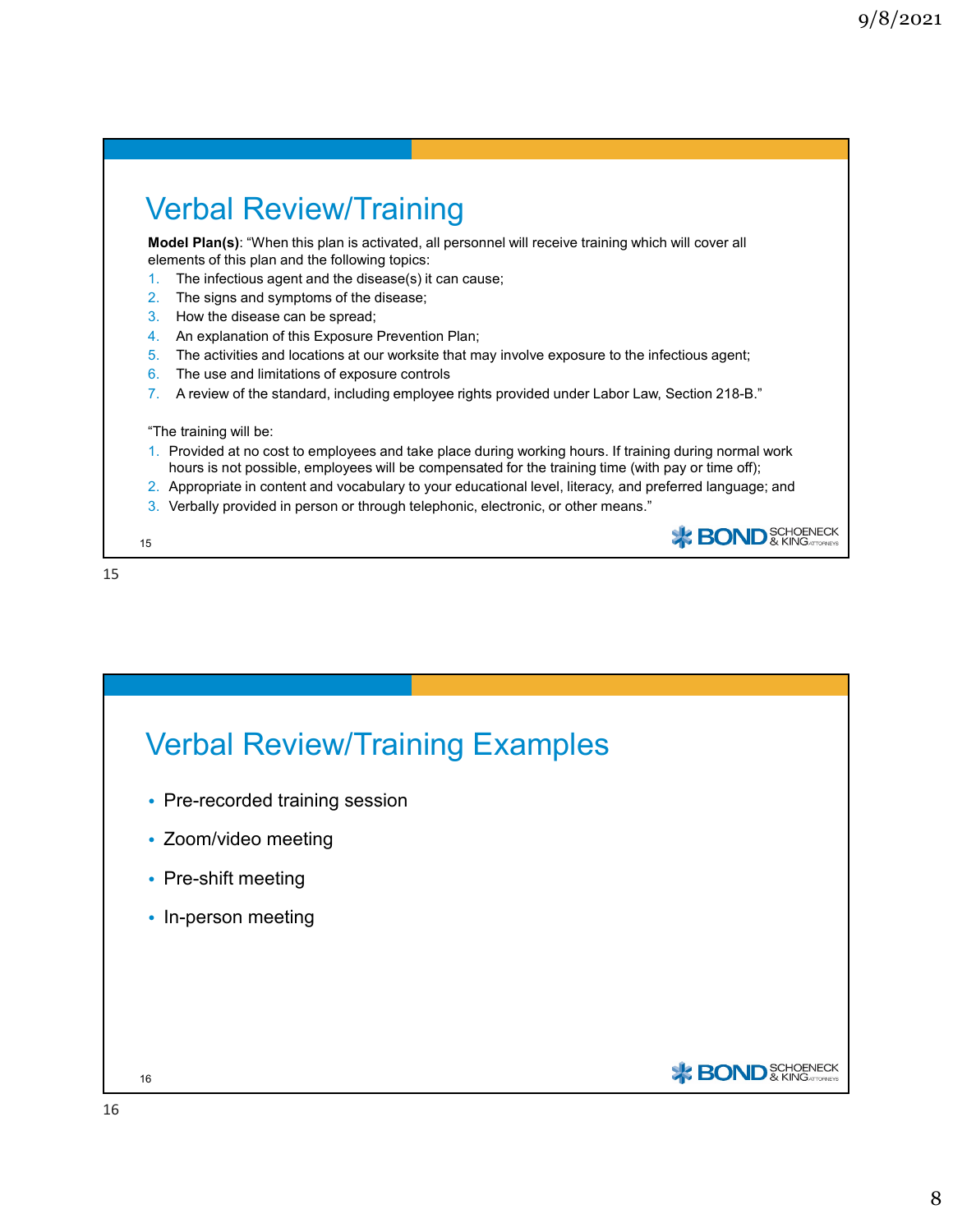# Verbal Review/Training

**Model Plan(s)**: "When this plan is activated, all personnel will receive training which will cover all elements of this plan and the following topics:

1. The infectious agent and the disease(s) it can cause;
2. The signs and symptoms of the disease;
3. How the disease can be spread;
4. An explanation of this Exposure Prevention Plan;
5. The activities and locations at our worksite that may involve exposure to the infectious agent;
6. The use and limitations of exposure controls
7. A review of the standard, including employee rights provided under Labor Law, Section 218-B."

"The training will be:

1. Provided at no cost to employees and take place during working hours. If training during normal work hours is not possible, employees will be compensated for the training time (with pay or time off);
2. Appropriate in content and vocabulary to your educational level, literacy, and preferred language; and
3. Verbally provided in person or through telephonic, electronic, or other means."

# Verbal Review/Training Examples

- Pre-recorded training session
- Zoom/video meeting
- Pre-shift meeting
- In-person meeting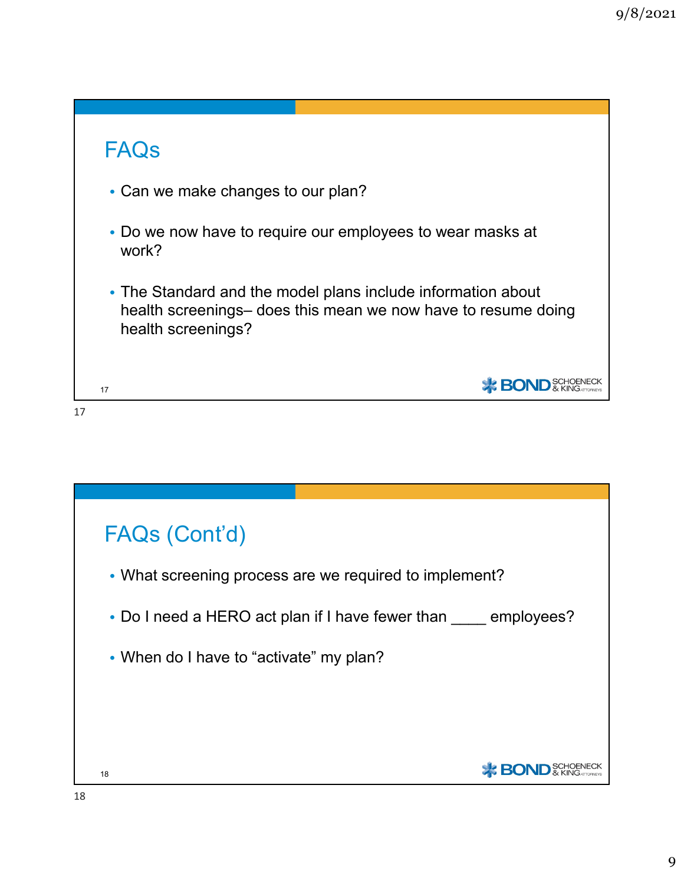## FAQs

- Can we make changes to our plan?
- Do we now have to require our employees to wear masks at work?
- The Standard and the model plans include information about health screenings– does this mean we now have to resume doing health screenings?

## FAQs (Cont'd)

- What screening process are we required to implement?
- Do I need a HERO act plan if I have fewer than ____ employees?
- When do I have to "activate" my plan?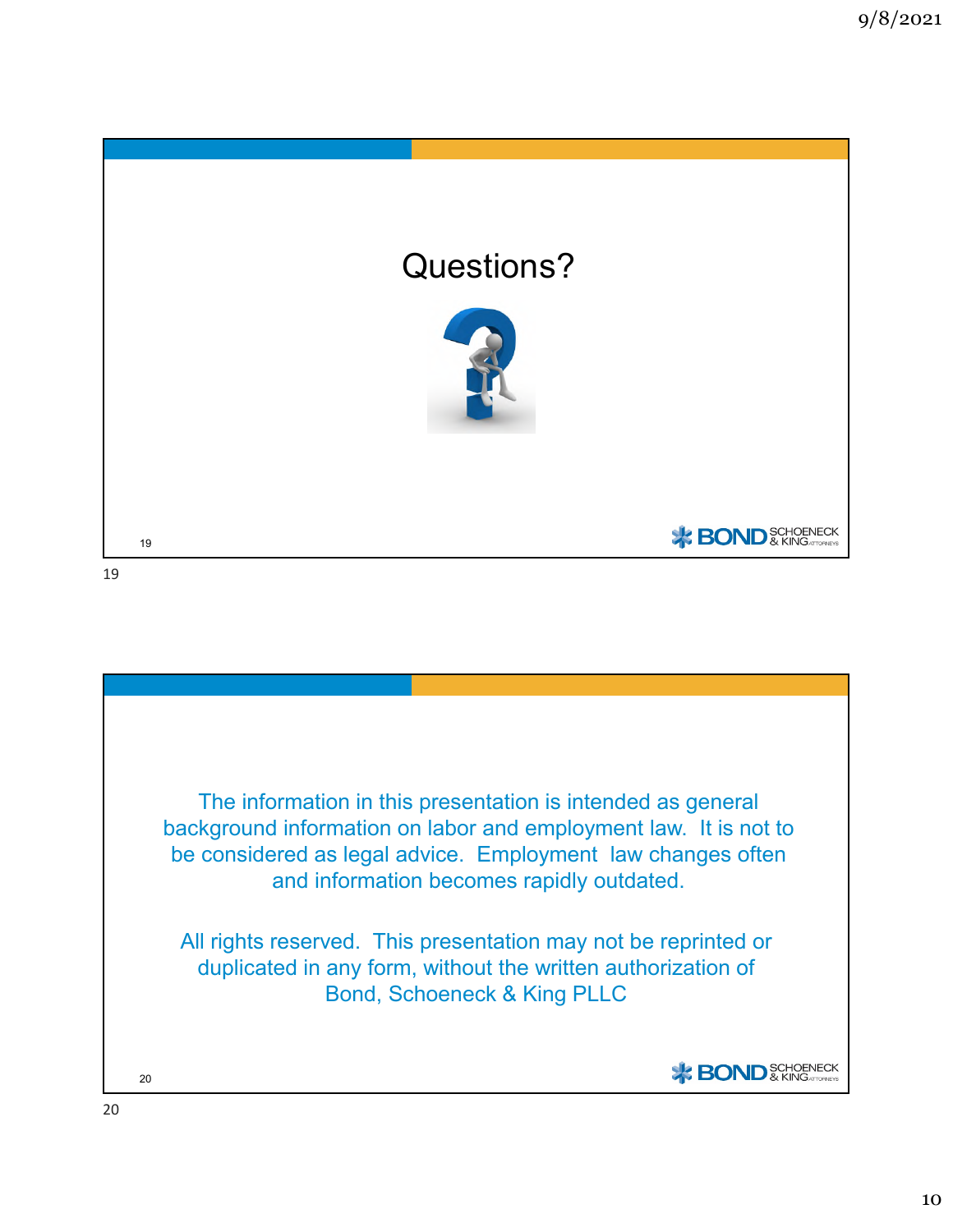# Questions?

The information in this presentation is intended as general background information on labor and employment law. It is not to be considered as legal advice. Employment law changes often and information becomes rapidly outdated.

All rights reserved. This presentation may not be reprinted or duplicated in any form, without the written authorization of Bond, Schoeneck & King PLLC